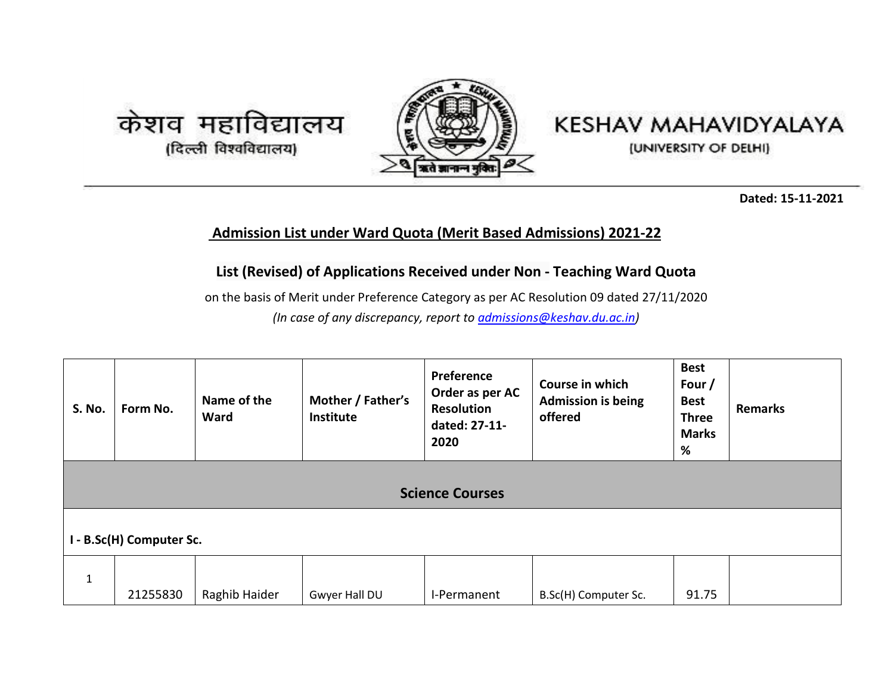केशव महाविद्यालय
(दिल्ली विश्वविद्यालय)

KESHAV MAHAVIDYALAYA
(UNIVERSITY OF DELHI)

**Dated: 15-11-2021**

## Admission List under Ward Quota (Merit Based Admissions) 2021-22

### List (Revised) of Applications Received under Non - Teaching Ward Quota

on the basis of Merit under Preference Category as per AC Resolution 09 dated 27/11/2020

*(In case of any discrepancy, report to admissions@keshav.du.ac.in)*

| S. No. | Form No. | Name of the Ward | Mother / Father's Institute | Preference Order as per AC Resolution dated: 27-11-2020 | Course in which Admission is being offered | Best Four / Best Three Marks % | Remarks |
|---|---|---|---|---|---|---|---|
| **Science Courses** | | | | | | | |
| **I - B.Sc(H) Computer Sc.** | | | | | | | |
| 1 | 21255830 | Raghib Haider | Gwyer Hall DU | I-Permanent | B.Sc(H) Computer Sc. | 91.75 | |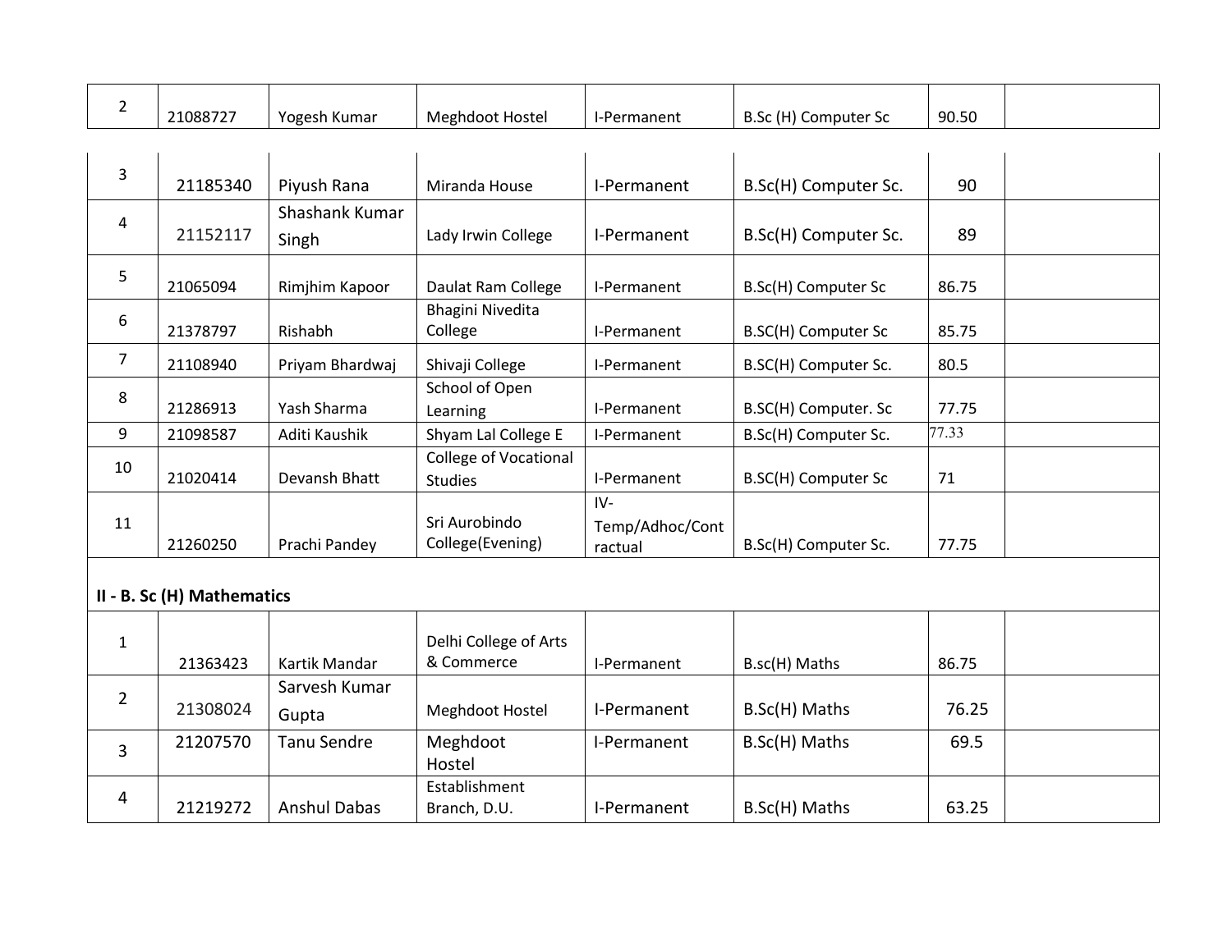| | | | | | | | |
|---|---|---|---|---|---|---|---|
| 2 | 21088727 | Yogesh Kumar | Meghdoot Hostel | I-Permanent | B.Sc (H) Computer Sc | 90.50 | |
| 3 | 21185340 | Piyush Rana | Miranda House | I-Permanent | B.Sc(H) Computer Sc. | 90 | |
| 4 | 21152117 | Shashank Kumar Singh | Lady Irwin College | I-Permanent | B.Sc(H) Computer Sc. | 89 | |
| 5 | 21065094 | Rimjhim Kapoor | Daulat Ram College | I-Permanent | B.Sc(H) Computer Sc | 86.75 | |
| 6 | 21378797 | Rishabh | Bhagini Nivedita College | I-Permanent | B.SC(H) Computer Sc | 85.75 | |
| 7 | 21108940 | Priyam Bhardwaj | Shivaji College | I-Permanent | B.SC(H) Computer Sc. | 80.5 | |
| 8 | 21286913 | Yash Sharma | School of Open Learning | I-Permanent | B.SC(H) Computer. Sc | 77.75 | |
| 9 | 21098587 | Aditi Kaushik | Shyam Lal College E | I-Permanent | B.Sc(H) Computer Sc. | 77.33 | |
| 10 | 21020414 | Devansh Bhatt | College of Vocational Studies | I-Permanent | B.SC(H) Computer Sc | 71 | |
| 11 | 21260250 | Prachi Pandey | Sri Aurobindo College(Evening) | IV-Temp/Adhoc/Contractual | B.Sc(H) Computer Sc. | 77.75 | |
| **II - B. Sc (H) Mathematics** | | | | | | | |
| 1 | 21363423 | Kartik Mandar | Delhi College of Arts & Commerce | I-Permanent | B.sc(H) Maths | 86.75 | |
| 2 | 21308024 | Sarvesh Kumar Gupta | Meghdoot Hostel | I-Permanent | B.Sc(H) Maths | 76.25 | |
| 3 | 21207570 | Tanu Sendre | Meghdoot Hostel | I-Permanent | B.Sc(H) Maths | 69.5 | |
| 4 | 21219272 | Anshul Dabas | Establishment Branch, D.U. | I-Permanent | B.Sc(H) Maths | 63.25 | |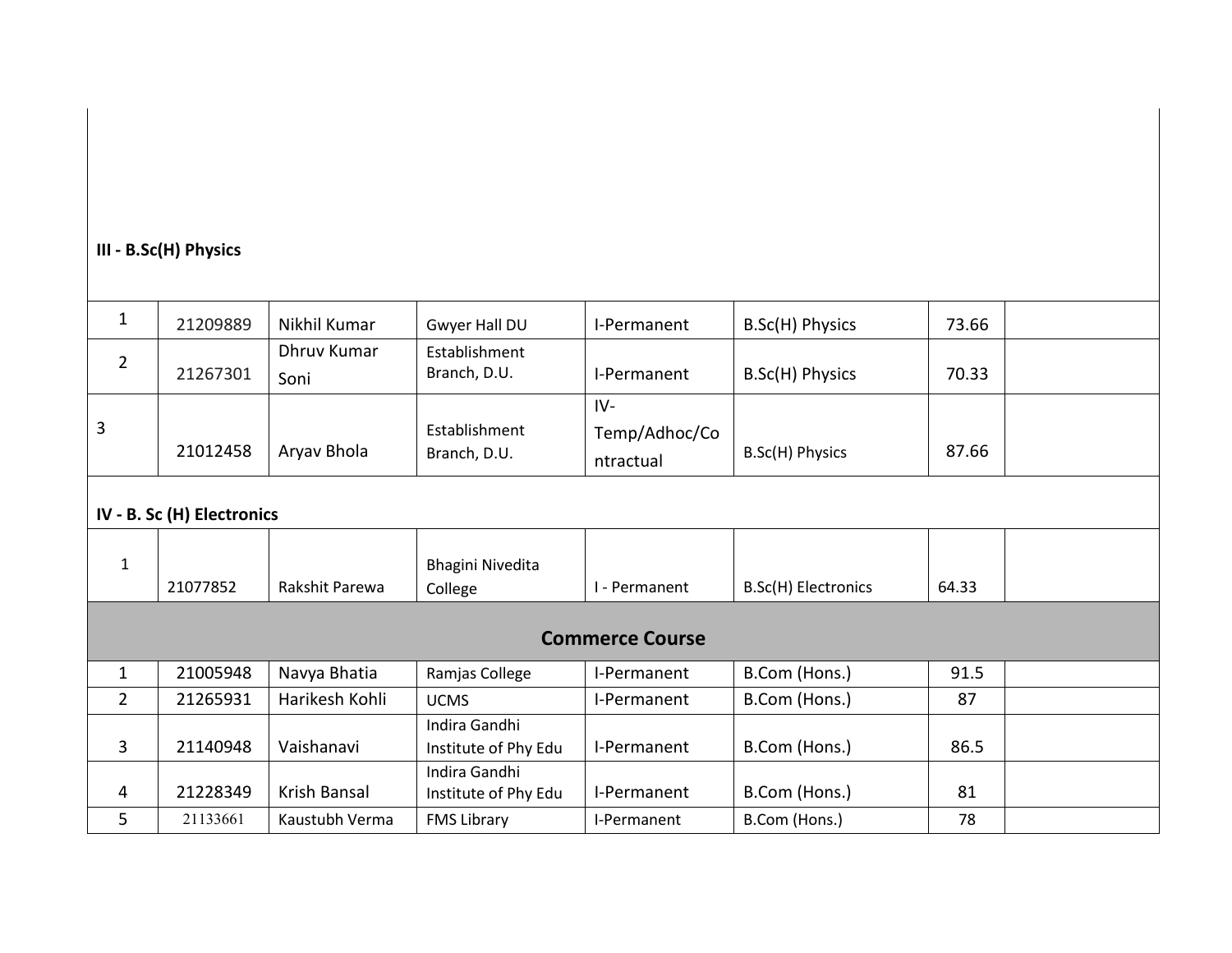**III - B.Sc(H) Physics**

| | | | | | | | |
|---|---|---|---|---|---|---|---|
| 1 | 21209889 | Nikhil Kumar | Gwyer Hall DU | I-Permanent | B.Sc(H) Physics | 73.66 | |
| 2 | 21267301 | Dhruv Kumar Soni | Establishment Branch, D.U. | I-Permanent | B.Sc(H) Physics | 70.33 | |
| 3 | 21012458 | Aryav Bhola | Establishment Branch, D.U. | IV-Temp/Adhoc/Contractual | B.Sc(H) Physics | 87.66 | |

**IV - B. Sc (H) Electronics**

| | | | | | | | |
|---|---|---|---|---|---|---|---|
| 1 | 21077852 | Rakshit Parewa | Bhagini Nivedita College | I - Permanent | B.Sc(H) Electronics | 64.33 | |

**Commerce Course**

| | | | | | | | |
|---|---|---|---|---|---|---|---|
| 1 | 21005948 | Navya Bhatia | Ramjas College | I-Permanent | B.Com (Hons.) | 91.5 | |
| 2 | 21265931 | Harikesh Kohli | UCMS | I-Permanent | B.Com (Hons.) | 87 | |
| 3 | 21140948 | Vaishanavi | Indira Gandhi Institute of Phy Edu | I-Permanent | B.Com (Hons.) | 86.5 | |
| 4 | 21228349 | Krish Bansal | Indira Gandhi Institute of Phy Edu | I-Permanent | B.Com (Hons.) | 81 | |
| 5 | 21133661 | Kaustubh Verma | FMS Library | I-Permanent | B.Com (Hons.) | 78 | |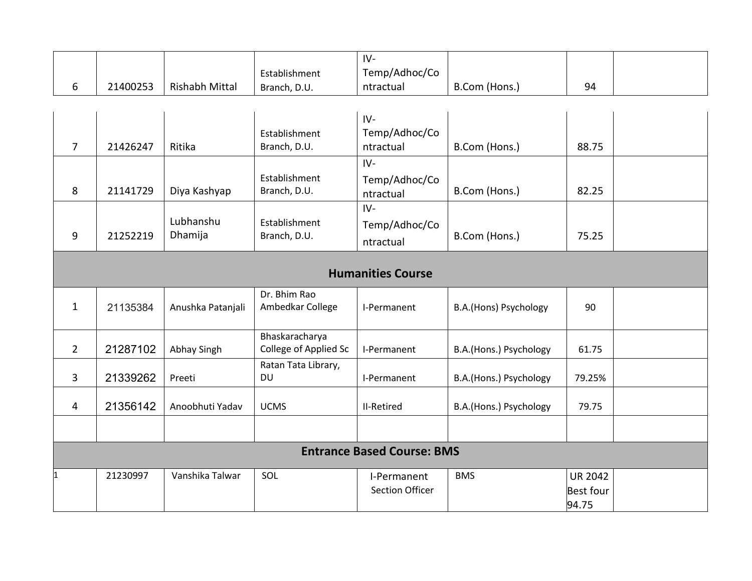| | | | | | | | |
|---|---|---|---|---|---|---|---|
| 6 | 21400253 | Rishabh Mittal | Establishment Branch, D.U. | IV-Temp/Adhoc/Contractual | B.Com (Hons.) | 94 | |
| 7 | 21426247 | Ritika | Establishment Branch, D.U. | IV-Temp/Adhoc/Contractual | B.Com (Hons.) | 88.75 | |
| 8 | 21141729 | Diya Kashyap | Establishment Branch, D.U. | IV-Temp/Adhoc/Contractual | B.Com (Hons.) | 82.25 | |
| 9 | 21252219 | Lubhanshu Dhamija | Establishment Branch, D.U. | IV-Temp/Adhoc/Contractual | B.Com (Hons.) | 75.25 | |
| **Humanities Course** | | | | | | | |
| 1 | 21135384 | Anushka Patanjali | Dr. Bhim Rao Ambedkar College | I-Permanent | B.A.(Hons) Psychology | 90 | |
| 2 | 21287102 | Abhay Singh | Bhaskaracharya College of Applied Sc | I-Permanent | B.A.(Hons.) Psychology | 61.75 | |
| 3 | 21339262 | Preeti | Ratan Tata Library, DU | I-Permanent | B.A.(Hons.) Psychology | 79.25% | |
| 4 | 21356142 | Anoobhuti Yadav | UCMS | II-Retired | B.A.(Hons.) Psychology | 79.75 | |
| | | | | | | | |
| **Entrance Based Course: BMS** | | | | | | | |
| 1 | 21230997 | Vanshika Talwar | SOL | I-Permanent Section Officer | BMS | UR 2042 Best four 94.75 | |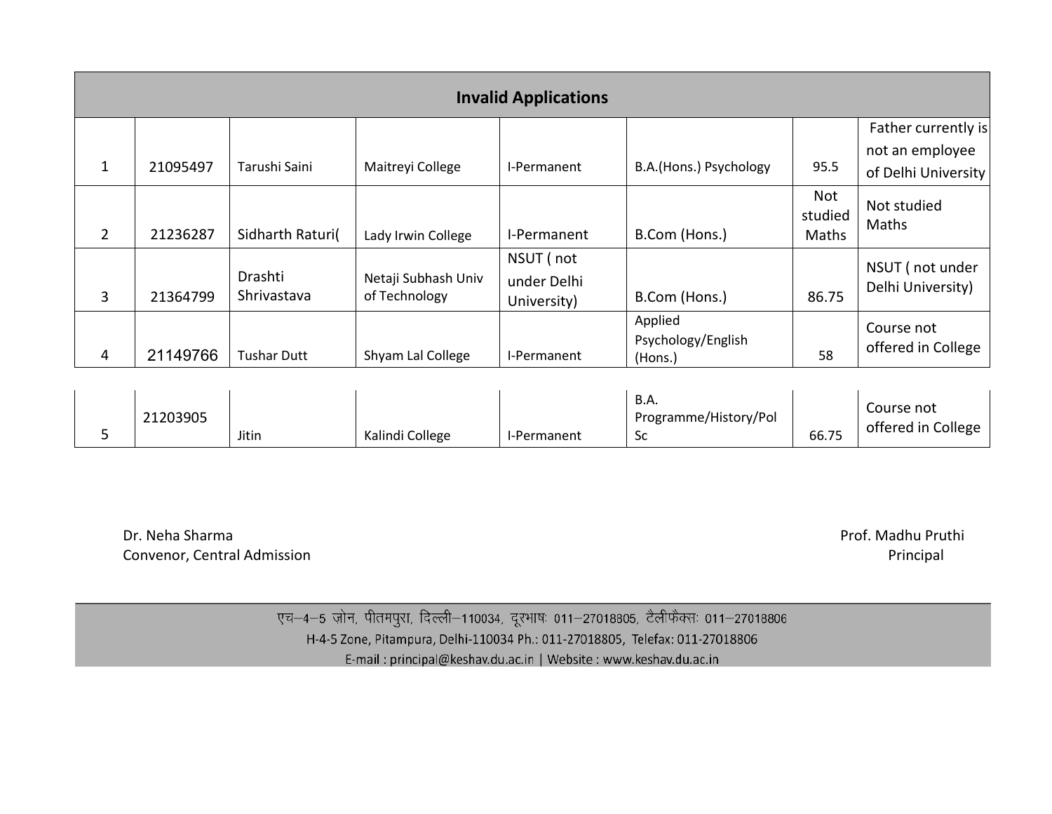| Invalid Applications | | | | | | | |
|---|---|---|---|---|---|---|---|
| 1 | 21095497 | Tarushi Saini | Maitreyi College | I-Permanent | B.A.(Hons.) Psychology | 95.5 | Father currently is not an employee of Delhi University |
| 2 | 21236287 | Sidharth Raturi( | Lady Irwin College | I-Permanent | B.Com (Hons.) | Not studied Maths | Not studied Maths |
| 3 | 21364799 | Drashti Shrivastava | Netaji Subhash Univ of Technology | NSUT ( not under Delhi University) | B.Com (Hons.) | 86.75 | NSUT ( not under Delhi University) |
| 4 | 21149766 | Tushar Dutt | Shyam Lal College | I-Permanent | Applied Psychology/English (Hons.) | 58 | Course not offered in College |
| 5 | 21203905 | Jitin | Kalindi College | I-Permanent | B.A. Programme/History/Pol Sc | 66.75 | Course not offered in College |

Dr. Neha Sharma
Convenor, Central Admission

Prof. Madhu Pruthi
Principal

एच–4–5 ज़ोन, पीतमपुरा, दिल्ली–110034, दूरभाषः 011–27018805, टैलीफैक्सः 011–27018806
H-4-5 Zone, Pitampura, Delhi-110034 Ph.: 011-27018805, Telefax: 011-27018806
E-mail : principal@keshav.du.ac.in | Website : www.keshav.du.ac.in